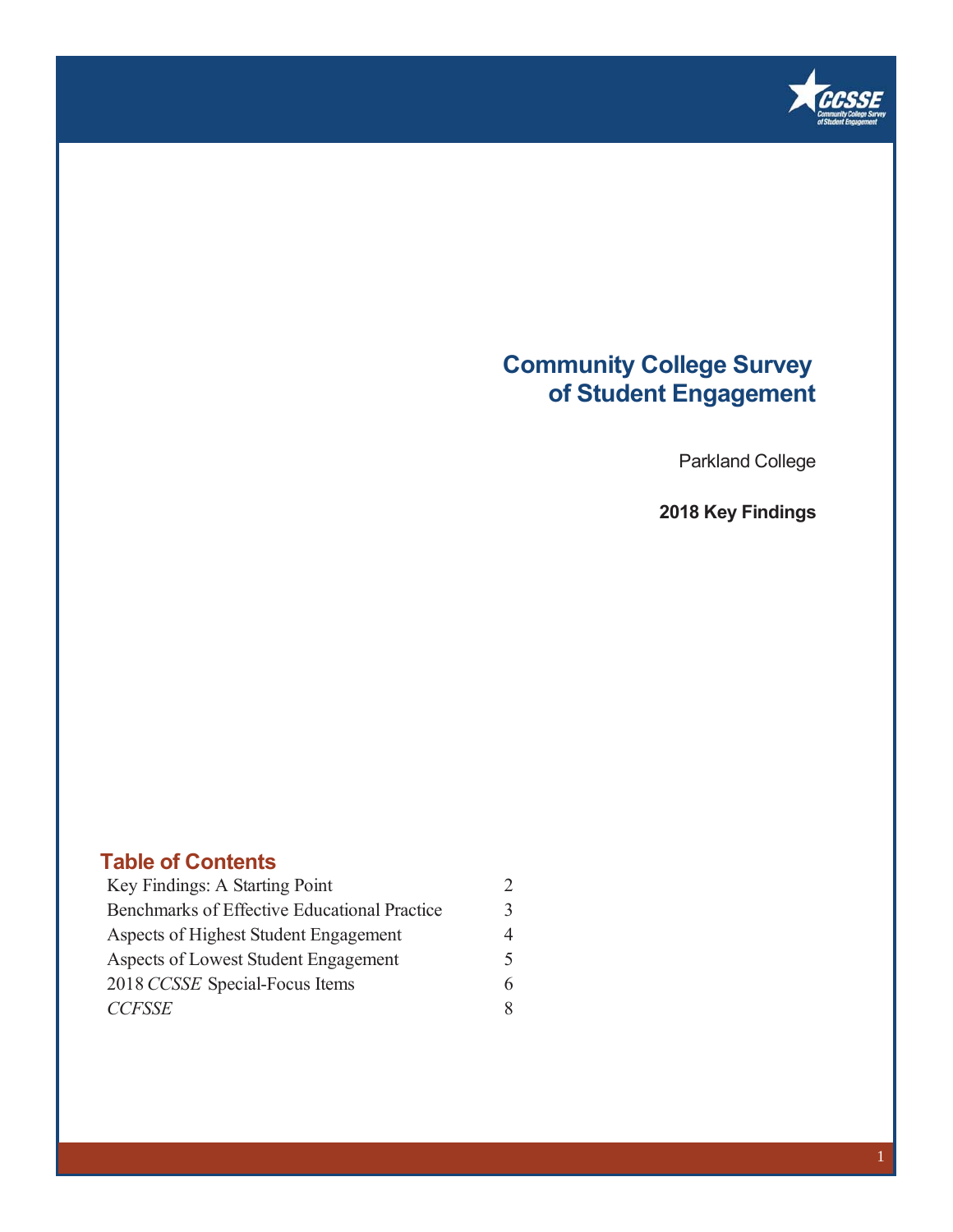# Community College Survey of Student Engagement

Parkland College

**2018 Key Findings**

## Table of Contents

| | |
|---|---|
| Key Findings: A Starting Point | 2 |
| Benchmarks of Effective Educational Practice | 3 |
| Aspects of Highest Student Engagement | 4 |
| Aspects of Lowest Student Engagement | 5 |
| 2018 *CCSSE* Special-Focus Items | 6 |
| *CCFSSE* | 8 |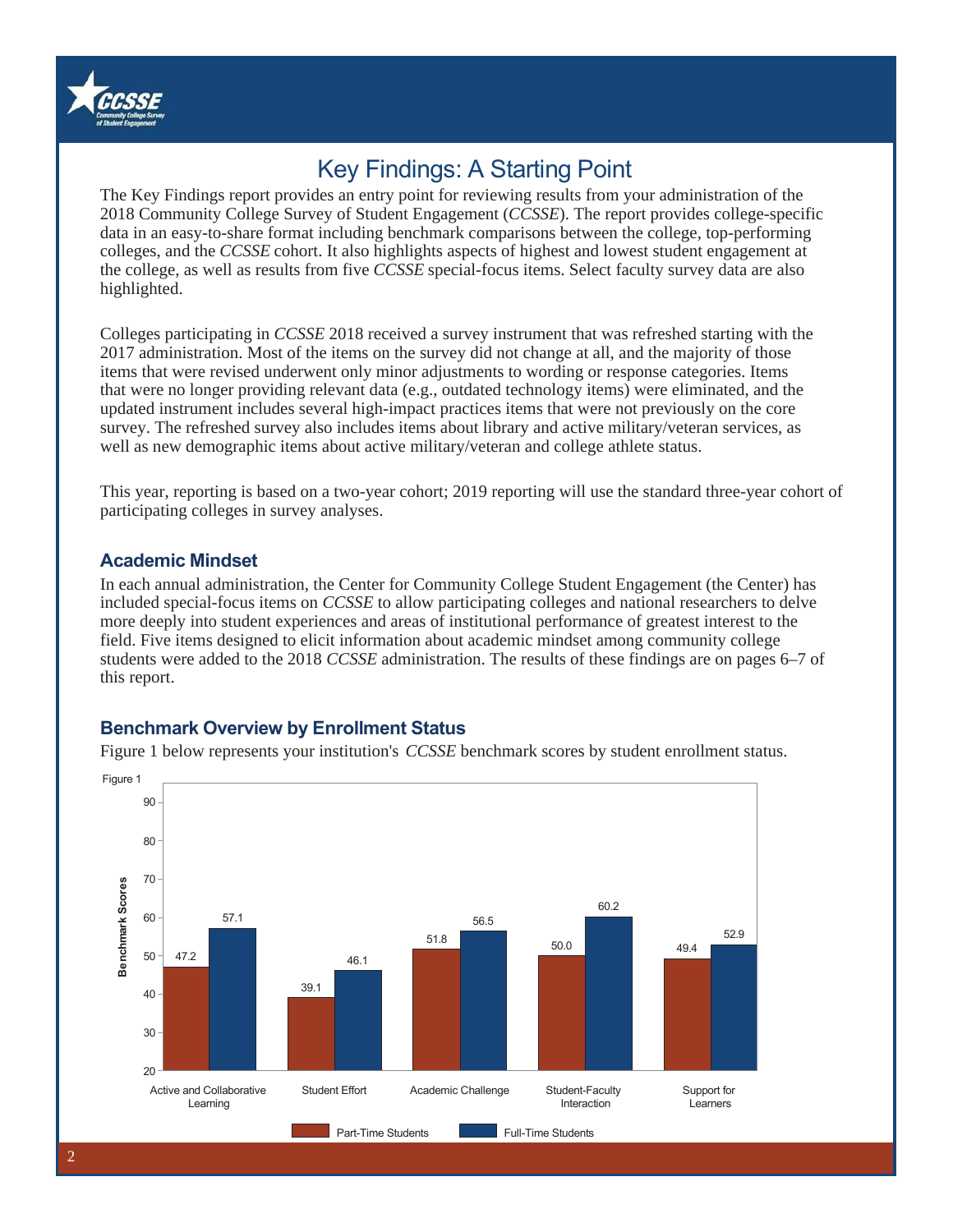# Key Findings: A Starting Point

The Key Findings report provides an entry point for reviewing results from your administration of the 2018 Community College Survey of Student Engagement (*CCSSE*). The report provides college-specific data in an easy-to-share format including benchmark comparisons between the college, top-performing colleges, and the *CCSSE* cohort. It also highlights aspects of highest and lowest student engagement at the college, as well as results from five *CCSSE* special-focus items. Select faculty survey data are also highlighted.

Colleges participating in *CCSSE* 2018 received a survey instrument that was refreshed starting with the 2017 administration. Most of the items on the survey did not change at all, and the majority of those items that were revised underwent only minor adjustments to wording or response categories. Items that were no longer providing relevant data (e.g., outdated technology items) were eliminated, and the updated instrument includes several high-impact practices items that were not previously on the core survey. The refreshed survey also includes items about library and active military/veteran services, as well as new demographic items about active military/veteran and college athlete status.

This year, reporting is based on a two-year cohort; 2019 reporting will use the standard three-year cohort of participating colleges in survey analyses.

## Academic Mindset

In each annual administration, the Center for Community College Student Engagement (the Center) has included special-focus items on *CCSSE* to allow participating colleges and national researchers to delve more deeply into student experiences and areas of institutional performance of greatest interest to the field. Five items designed to elicit information about academic mindset among community college students were added to the 2018 *CCSSE* administration. The results of these findings are on pages 6–7 of this report.

## Benchmark Overview by Enrollment Status

Figure 1 below represents your institution's *CCSSE* benchmark scores by student enrollment status.

Figure 1

| Benchmark | Part-Time Students | Full-Time Students |
|---|---|---|
| Active and Collaborative Learning | 47.2 | 57.1 |
| Student Effort | 39.1 | 46.1 |
| Academic Challenge | 51.8 | 56.5 |
| Student-Faculty Interaction | 50.0 | 60.2 |
| Support for Learners | 49.4 | 52.9 |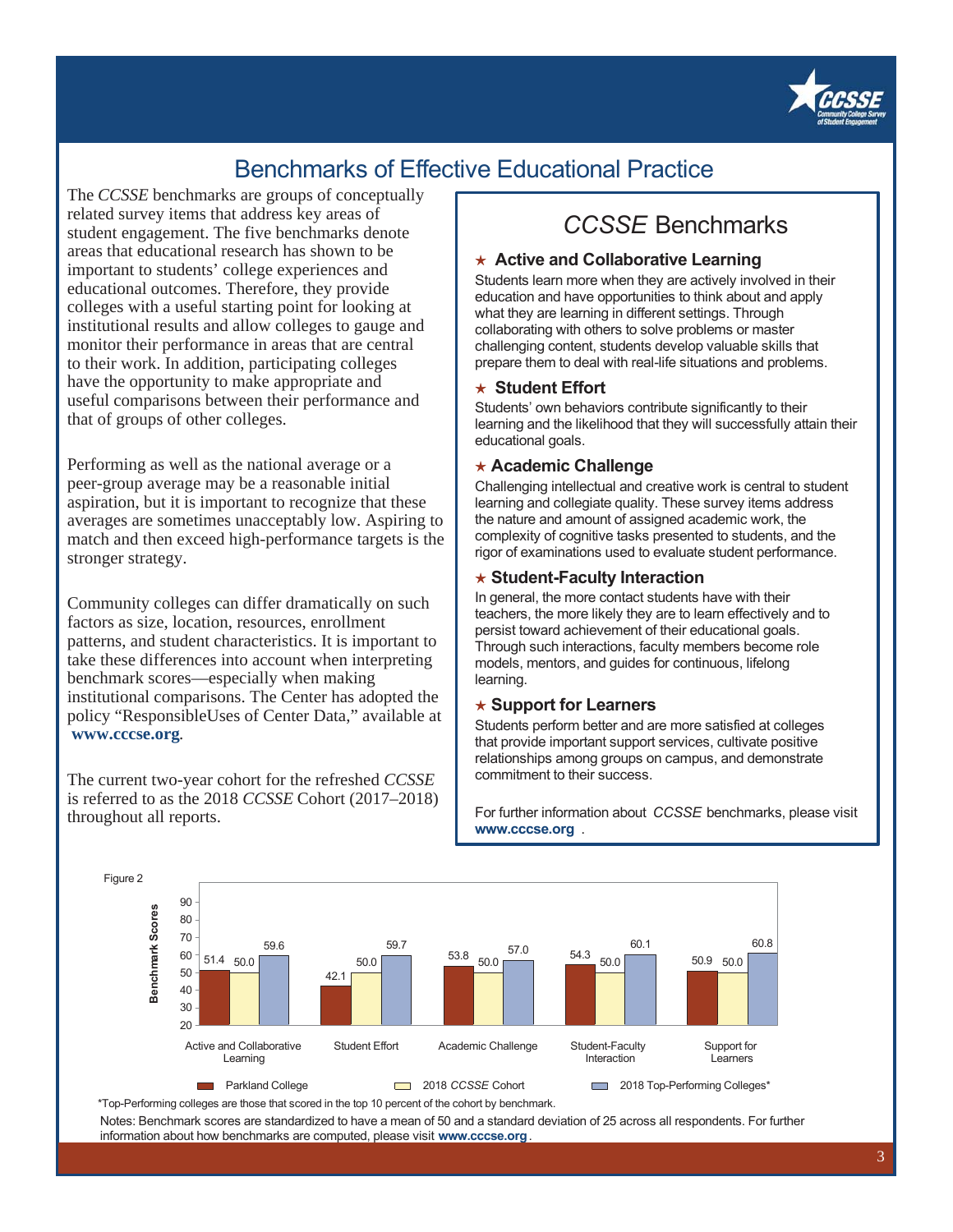# Benchmarks of Effective Educational Practice

The *CCSSE* benchmarks are groups of conceptually related survey items that address key areas of student engagement. The five benchmarks denote areas that educational research has shown to be important to students' college experiences and educational outcomes. Therefore, they provide colleges with a useful starting point for looking at institutional results and allow colleges to gauge and monitor their performance in areas that are central to their work. In addition, participating colleges have the opportunity to make appropriate and useful comparisons between their performance and that of groups of other colleges.

Performing as well as the national average or a peer-group average may be a reasonable initial aspiration, but it is important to recognize that these averages are sometimes unacceptably low. Aspiring to match and then exceed high-performance targets is the stronger strategy.

Community colleges can differ dramatically on such factors as size, location, resources, enrollment patterns, and student characteristics. It is important to take these differences into account when interpreting benchmark scores—especially when making institutional comparisons. The Center has adopted the policy "ResponsibleUses of Center Data," available at **www.cccse.org**.

The current two-year cohort for the refreshed *CCSSE* is referred to as the 2018 *CCSSE* Cohort (2017–2018) throughout all reports.

## *CCSSE* Benchmarks

### ★ Active and Collaborative Learning

Students learn more when they are actively involved in their education and have opportunities to think about and apply what they are learning in different settings. Through collaborating with others to solve problems or master challenging content, students develop valuable skills that prepare them to deal with real-life situations and problems.

### ★ Student Effort

Students' own behaviors contribute significantly to their learning and the likelihood that they will successfully attain their educational goals.

### ★ Academic Challenge

Challenging intellectual and creative work is central to student learning and collegiate quality. These survey items address the nature and amount of assigned academic work, the complexity of cognitive tasks presented to students, and the rigor of examinations used to evaluate student performance.

### ★ Student-Faculty Interaction

In general, the more contact students have with their teachers, the more likely they are to learn effectively and to persist toward achievement of their educational goals. Through such interactions, faculty members become role models, mentors, and guides for continuous, lifelong learning.

### ★ Support for Learners

Students perform better and are more satisfied at colleges that provide important support services, cultivate positive relationships among groups on campus, and demonstrate commitment to their success.

For further information about *CCSSE* benchmarks, please visit **www.cccse.org**.

Figure 2

| Benchmark Scores | Parkland College | 2018 *CCSSE* Cohort | 2018 Top-Performing Colleges* |
|---|---|---|---|
| Active and Collaborative Learning | 51.4 | 50.0 | 59.6 |
| Student Effort | 42.1 | 50.0 | 59.7 |
| Academic Challenge | 53.8 | 50.0 | 57.0 |
| Student-Faculty Interaction | 54.3 | 50.0 | 60.1 |
| Support for Learners | 50.9 | 50.0 | 60.8 |

*Top-Performing colleges are those that scored in the top 10 percent of the cohort by benchmark.

Notes: Benchmark scores are standardized to have a mean of 50 and a standard deviation of 25 across all respondents. For further information about how benchmarks are computed, please visit **www.cccse.org**.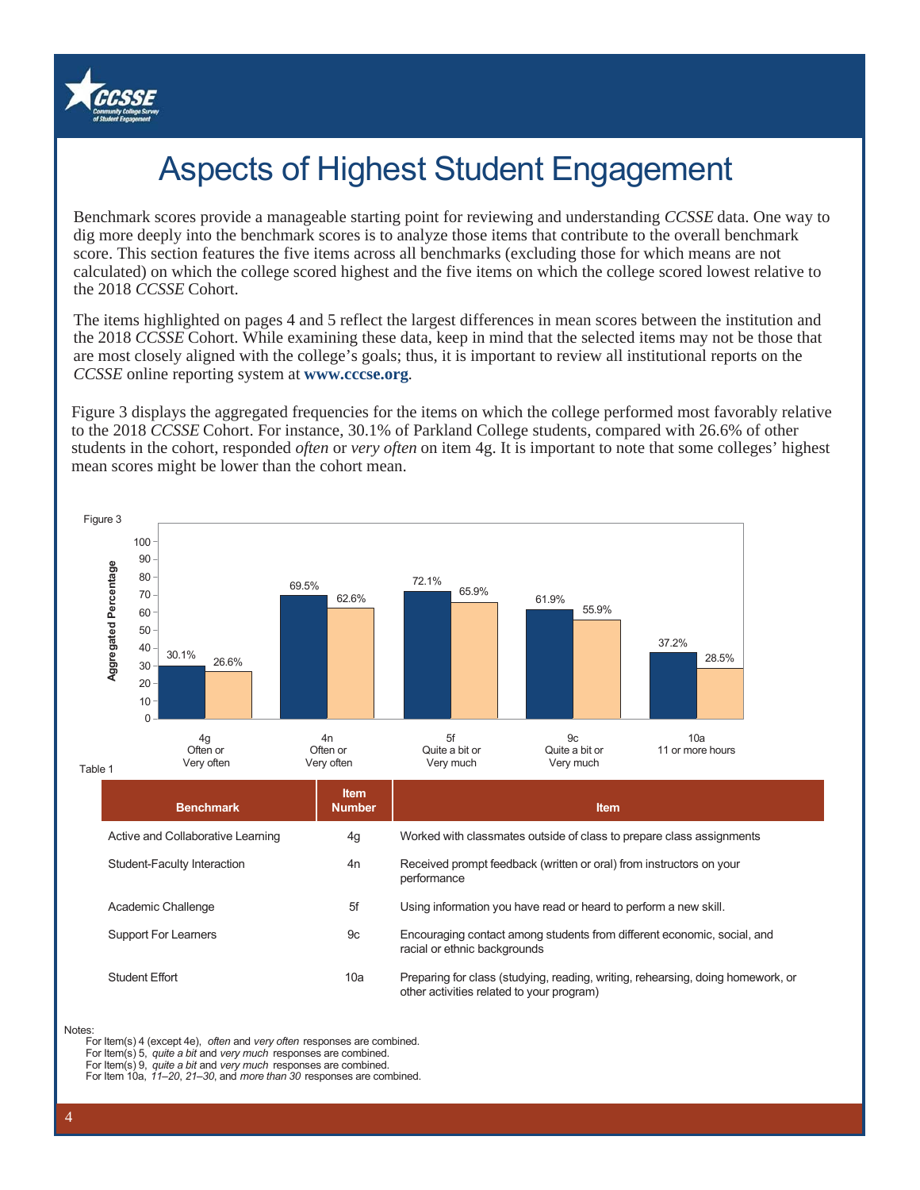# Aspects of Highest Student Engagement

Benchmark scores provide a manageable starting point for reviewing and understanding *CCSSE* data. One way to dig more deeply into the benchmark scores is to analyze those items that contribute to the overall benchmark score. This section features the five items across all benchmarks (excluding those for which means are not calculated) on which the college scored highest and the five items on which the college scored lowest relative to the 2018 *CCSSE* Cohort.

The items highlighted on pages 4 and 5 reflect the largest differences in mean scores between the institution and the 2018 *CCSSE* Cohort. While examining these data, keep in mind that the selected items may not be those that are most closely aligned with the college's goals; thus, it is important to review all institutional reports on the *CCSSE* online reporting system at **www.cccse.org**.

Figure 3 displays the aggregated frequencies for the items on which the college performed most favorably relative to the 2018 *CCSSE* Cohort. For instance, 30.1% of Parkland College students, compared with 26.6% of other students in the cohort, responded *often* or *very often* on item 4g. It is important to note that some colleges' highest mean scores might be lower than the cohort mean.

Figure 3

| Item | Response | College | 2018 CCSSE Cohort |
|---|---|---|---|
| 4g | Often or Very often | 30.1% | 26.6% |
| 4n | Often or Very often | 69.5% | 62.6% |
| 5f | Quite a bit or Very much | 72.1% | 65.9% |
| 9c | Quite a bit or Very much | 61.9% | 55.9% |
| 10a | 11 or more hours | 37.2% | 28.5% |

Table 1

| Benchmark | Item Number | Item |
|---|---|---|
| Active and Collaborative Learning | 4g | Worked with classmates outside of class to prepare class assignments |
| Student-Faculty Interaction | 4n | Received prompt feedback (written or oral) from instructors on your performance |
| Academic Challenge | 5f | Using information you have read or heard to perform a new skill. |
| Support For Learners | 9c | Encouraging contact among students from different economic, social, and racial or ethnic backgrounds |
| Student Effort | 10a | Preparing for class (studying, reading, writing, rehearsing, doing homework, or other activities related to your program) |

Notes:
For Item(s) 4 (except 4e), *often* and *very often* responses are combined.
For Item(s) 5, *quite a bit* and *very much* responses are combined.
For Item(s) 9, *quite a bit* and *very much* responses are combined.
For Item 10a, *11–20*, *21–30*, and *more than 30* responses are combined.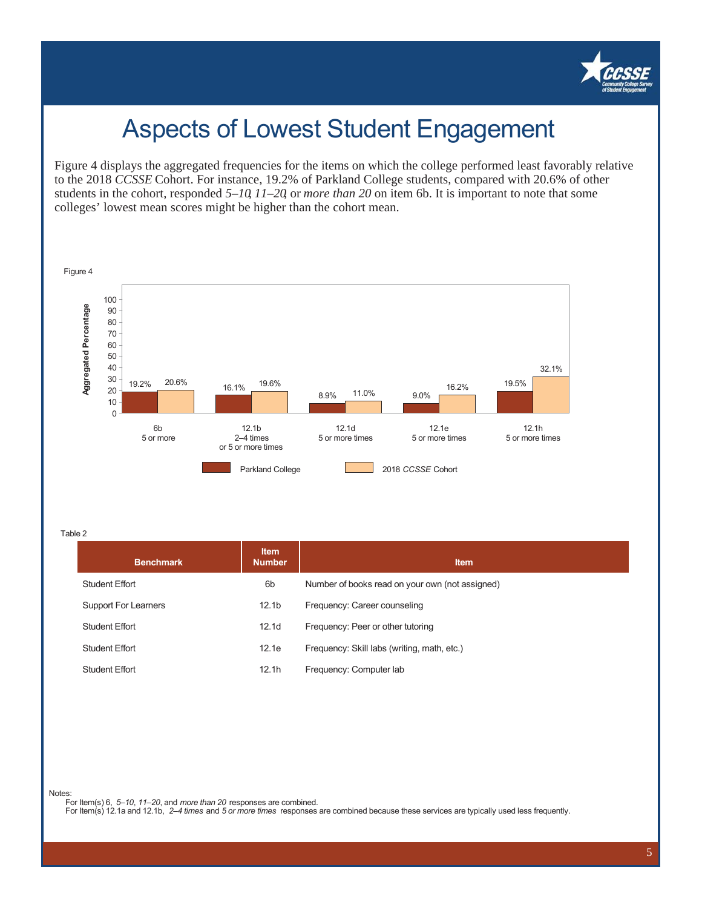# Aspects of Lowest Student Engagement

Figure 4 displays the aggregated frequencies for the items on which the college performed least favorably relative to the 2018 *CCSSE* Cohort. For instance, 19.2% of Parkland College students, compared with 20.6% of other students in the cohort, responded *5–10*, *11–20*, or *more than 20* on item 6b. It is important to note that some colleges' lowest mean scores might be higher than the cohort mean.

Figure 4

| Item | Parkland College | 2018 *CCSSE* Cohort |
|---|---|---|
| 6b 5 or more | 19.2% | 20.6% |
| 12.1b 2–4 times or 5 or more times | 16.1% | 19.6% |
| 12.1d 5 or more times | 8.9% | 11.0% |
| 12.1e 5 or more times | 9.0% | 16.2% |
| 12.1h 5 or more times | 19.5% | 32.1% |

Table 2

| Benchmark | Item Number | Item |
|---|---|---|
| Student Effort | 6b | Number of books read on your own (not assigned) |
| Support For Learners | 12.1b | Frequency: Career counseling |
| Student Effort | 12.1d | Frequency: Peer or other tutoring |
| Student Effort | 12.1e | Frequency: Skill labs (writing, math, etc.) |
| Student Effort | 12.1h | Frequency: Computer lab |

Notes:
For Item(s) 6, *5–10*, *11–20*, and *more than 20* responses are combined.
For Item(s) 12.1a and 12.1b, *2–4 times* and *5 or more times* responses are combined because these services are typically used less frequently.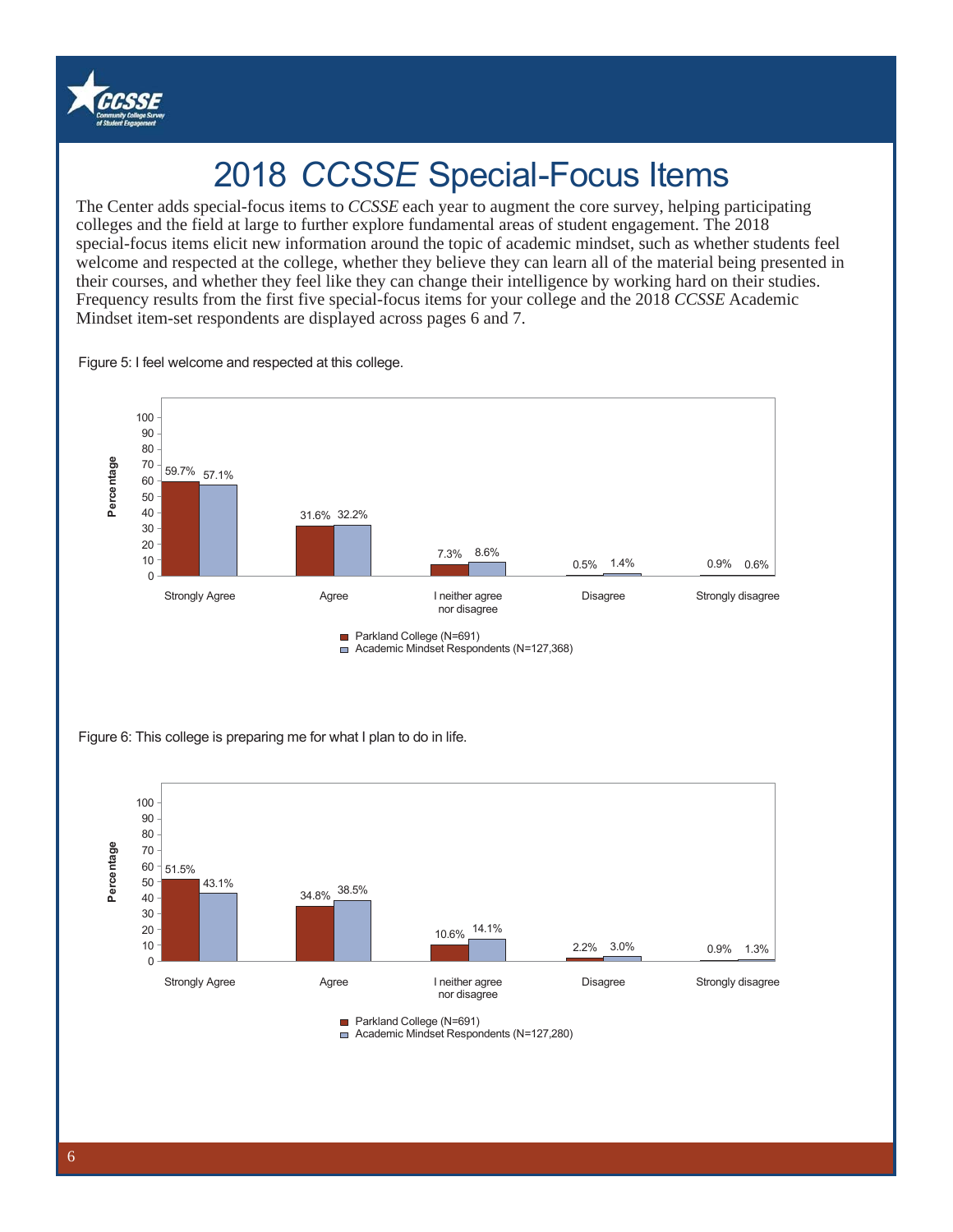# 2018 *CCSSE* Special-Focus Items

The Center adds special-focus items to *CCSSE* each year to augment the core survey, helping participating colleges and the field at large to further explore fundamental areas of student engagement. The 2018 special-focus items elicit new information around the topic of academic mindset, such as whether students feel welcome and respected at the college, whether they believe they can learn all of the material being presented in their courses, and whether they feel like they can change their intelligence by working hard on their studies. Frequency results from the first five special-focus items for your college and the 2018 *CCSSE* Academic Mindset item-set respondents are displayed across pages 6 and 7.

Figure 5: I feel welcome and respected at this college.

| Response | Parkland College (N=691) | Academic Mindset Respondents (N=127,368) |
|---|---|---|
| Strongly Agree | 59.7% | 57.1% |
| Agree | 31.6% | 32.2% |
| I neither agree nor disagree | 7.3% | 8.6% |
| Disagree | 0.5% | 1.4% |
| Strongly disagree | 0.9% | 0.6% |

Figure 6: This college is preparing me for what I plan to do in life.

| Response | Parkland College (N=691) | Academic Mindset Respondents (N=127,280) |
|---|---|---|
| Strongly Agree | 51.5% | 43.1% |
| Agree | 34.8% | 38.5% |
| I neither agree nor disagree | 10.6% | 14.1% |
| Disagree | 2.2% | 3.0% |
| Strongly disagree | 0.9% | 1.3% |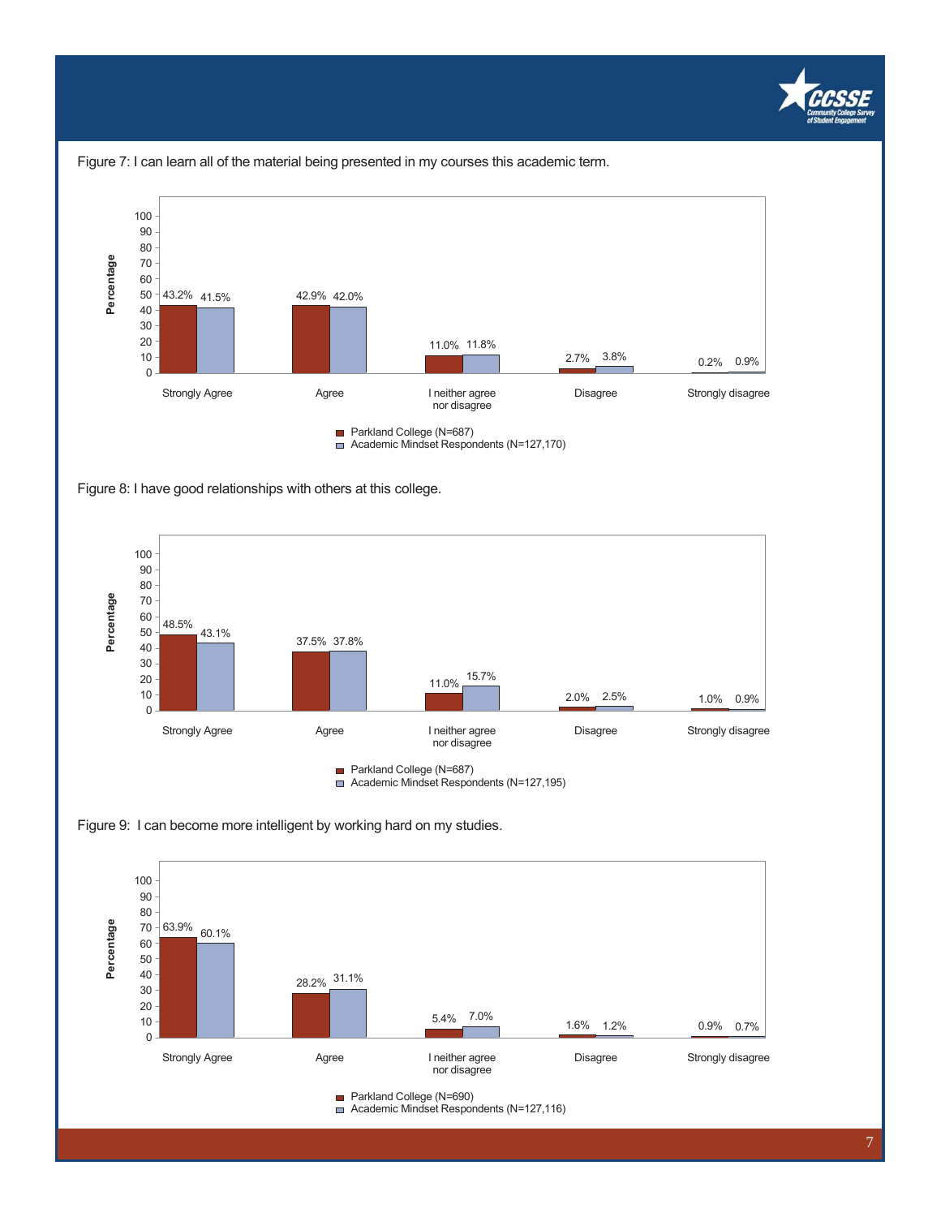Figure 7: I can learn all of the material being presented in my courses this academic term.

| | Strongly Agree | Agree | I neither agree nor disagree | Disagree | Strongly disagree |
|---|---|---|---|---|---|
| Parkland College (N=687) | 43.2% | 42.9% | 11.0% | 2.7% | 0.2% |
| Academic Mindset Respondents (N=127,170) | 41.5% | 42.0% | 11.8% | 3.8% | 0.9% |

Figure 8: I have good relationships with others at this college.

| | Strongly Agree | Agree | I neither agree nor disagree | Disagree | Strongly disagree |
|---|---|---|---|---|---|
| Parkland College (N=687) | 48.5% | 37.5% | 11.0% | 2.0% | 1.0% |
| Academic Mindset Respondents (N=127,195) | 43.1% | 37.8% | 15.7% | 2.5% | 0.9% |

Figure 9: I can become more intelligent by working hard on my studies.

| | Strongly Agree | Agree | I neither agree nor disagree | Disagree | Strongly disagree |
|---|---|---|---|---|---|
| Parkland College (N=690) | 63.9% | 28.2% | 5.4% | 1.6% | 0.9% |
| Academic Mindset Respondents (N=127,116) | 60.1% | 31.1% | 7.0% | 1.2% | 0.7% |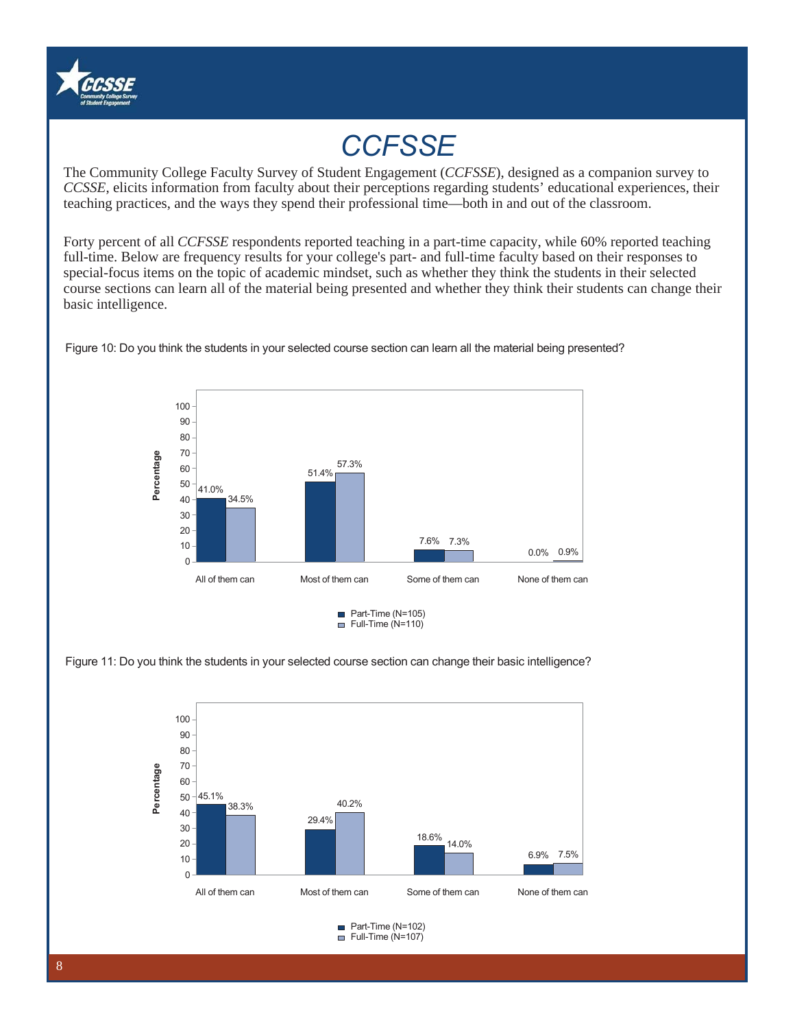# CCFSSE

The Community College Faculty Survey of Student Engagement (*CCFSSE*), designed as a companion survey to *CCSSE*, elicits information from faculty about their perceptions regarding students' educational experiences, their teaching practices, and the ways they spend their professional time—both in and out of the classroom.

Forty percent of all *CCFSSE* respondents reported teaching in a part-time capacity, while 60% reported teaching full-time. Below are frequency results for your college's part- and full-time faculty based on their responses to special-focus items on the topic of academic mindset, such as whether they think the students in their selected course sections can learn all of the material being presented and whether they think their students can change their basic intelligence.

Figure 10: Do you think the students in your selected course section can learn all the material being presented?

Percentage

100
90
80
70
60
50
40
30
20
10
0

All of them can: 41.0% 34.5%
Most of them can: 51.4% 57.3%
Some of them can: 7.6% 7.3%
None of them can: 0.0% 0.9%

Part-Time (N=105)
Full-Time (N=110)

Figure 11: Do you think the students in your selected course section can change their basic intelligence?

Percentage

100
90
80
70
60
50
40
30
20
10
0

All of them can: 45.1% 38.3%
Most of them can: 29.4% 40.2%
Some of them can: 18.6% 14.0%
None of them can: 6.9% 7.5%

Part-Time (N=102)
Full-Time (N=107)